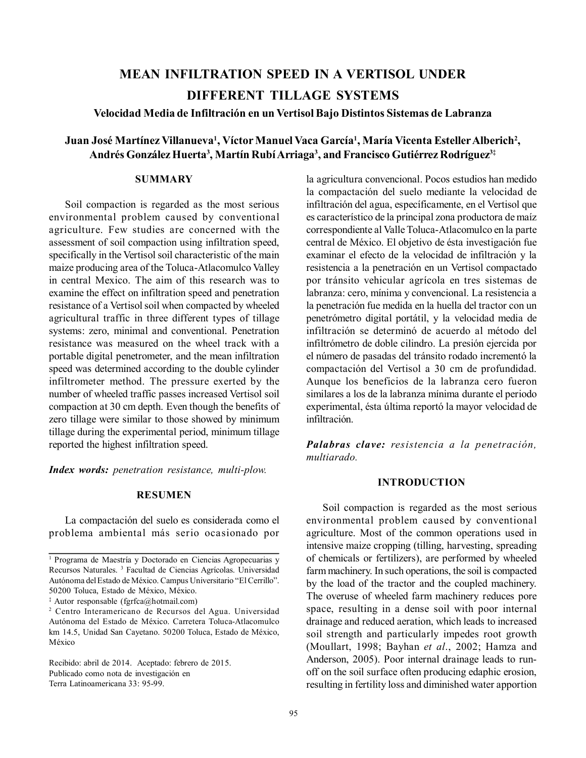# MEAN INFILTRATION SPEED IN A VERTISOL UNDER DIFFERENT TILLAGE SYSTEMS

### Velocidad Media de Infiltración en un Vertisol Bajo Distintos Sistemas de Labranza

**Juan José Martínez Villanueva[1], Víctor Manuel Vaca García[1], María Vicenta Esteller Alberich[2], Andrés González Huerta[3], Martín Rubí Arriaga[3], and Francisco Gutiérrez Rodríguez[3‡]**

## SUMMARY

Soil compaction is regarded as the most serious environmental problem caused by conventional agriculture. Few studies are concerned with the assessment of soil compaction using infiltration speed, specifically in the Vertisol soil characteristic of the main maize producing area of the Toluca-Atlacomulco Valley in central Mexico. The aim of this research was to examine the effect on infiltration speed and penetration resistance of a Vertisol soil when compacted by wheeled agricultural traffic in three different types of tillage systems: zero, minimal and conventional. Penetration resistance was measured on the wheel track with a portable digital penetrometer, and the mean infiltration speed was determined according to the double cylinder infiltrometer method. The pressure exerted by the number of wheeled traffic passes increased Vertisol soil compaction at 30 cm depth. Even though the benefits of zero tillage were similar to those showed by minimum tillage during the experimental period, minimum tillage reported the highest infiltration speed.

***Index words:*** *penetration resistance, multi-plow.*

## RESUMEN

La compactación del suelo es considerada como el problema ambiental más serio ocasionado por la agricultura convencional. Pocos estudios han medido la compactación del suelo mediante la velocidad de infiltración del agua, específicamente, en el Vertisol que es característico de la principal zona productora de maíz correspondiente al Valle Toluca-Atlacomulco en la parte central de México. El objetivo de ésta investigación fue examinar el efecto de la velocidad de infiltración y la resistencia a la penetración en un Vertisol compactado por tránsito vehicular agrícola en tres sistemas de labranza: cero, mínima y convencional. La resistencia a la penetración fue medida en la huella del tractor con un penetrómetro digital portátil, y la velocidad media de infiltración se determinó de acuerdo al método del infiltrómetro de doble cilindro. La presión ejercida por el número de pasadas del tránsito rodado incrementó la compactación del Vertisol a 30 cm de profundidad. Aunque los beneficios de la labranza cero fueron similares a los de la labranza mínima durante el periodo experimental, ésta última reportó la mayor velocidad de infiltración.

***Palabras clave:*** *resistencia a la penetración, multiarado.*

## INTRODUCTION

Soil compaction is regarded as the most serious environmental problem caused by conventional agriculture. Most of the common operations used in intensive maize cropping (tilling, harvesting, spreading of chemicals or fertilizers), are performed by wheeled farm machinery. In such operations, the soil is compacted by the load of the tractor and the coupled machinery. The overuse of wheeled farm machinery reduces pore space, resulting in a dense soil with poor internal drainage and reduced aeration, which leads to increased soil strength and particularly impedes root growth (Moullart, 1998; Bayhan *et al*., 2002; Hamza and Anderson, 2005). Poor internal drainage leads to run-off on the soil surface often producing edaphic erosion, resulting in fertility loss and diminished water apportion

---

[1] Programa de Maestría y Doctorado en Ciencias Agropecuarias y Recursos Naturales. [3] Facultad de Ciencias Agrícolas. Universidad Autónoma del Estado de México. Campus Universitario "El Cerrillo". 50200 Toluca, Estado de México, México.
[‡] Autor responsable (fgrfca@hotmail.com)
[2] Centro Interamericano de Recursos del Agua. Universidad Autónoma del Estado de México. Carretera Toluca-Atlacomulco km 14.5, Unidad San Cayetano. 50200 Toluca, Estado de México, México

Recibido: abril de 2014. Aceptado: febrero de 2015.
Publicado como nota de investigación en
Terra Latinoamericana 33: 95-99.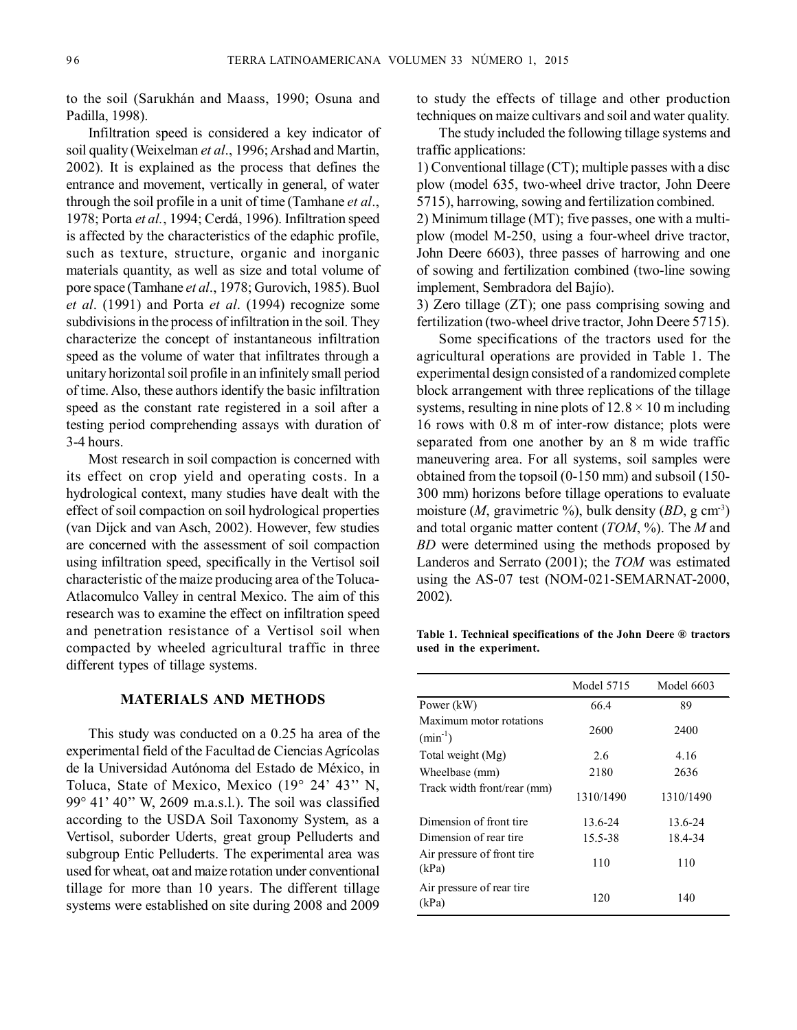to the soil (Sarukhán and Maass, 1990; Osuna and Padilla, 1998).

Infiltration speed is considered a key indicator of soil quality (Weixelman *et al*., 1996; Arshad and Martin, 2002). It is explained as the process that defines the entrance and movement, vertically in general, of water through the soil profile in a unit of time (Tamhane *et al*., 1978; Porta *et al.*, 1994; Cerdá, 1996). Infiltration speed is affected by the characteristics of the edaphic profile, such as texture, structure, organic and inorganic materials quantity, as well as size and total volume of pore space (Tamhane *et al*., 1978; Gurovich, 1985). Buol *et al*. (1991) and Porta *et al*. (1994) recognize some subdivisions in the process of infiltration in the soil. They characterize the concept of instantaneous infiltration speed as the volume of water that infiltrates through a unitary horizontal soil profile in an infinitely small period of time. Also, these authors identify the basic infiltration speed as the constant rate registered in a soil after a testing period comprehending assays with duration of 3-4 hours.

Most research in soil compaction is concerned with its effect on crop yield and operating costs. In a hydrological context, many studies have dealt with the effect of soil compaction on soil hydrological properties (van Dijck and van Asch, 2002). However, few studies are concerned with the assessment of soil compaction using infiltration speed, specifically in the Vertisol soil characteristic of the maize producing area of the Toluca-Atlacomulco Valley in central Mexico. The aim of this research was to examine the effect on infiltration speed and penetration resistance of a Vertisol soil when compacted by wheeled agricultural traffic in three different types of tillage systems.

## MATERIALS AND METHODS

This study was conducted on a 0.25 ha area of the experimental field of the Facultad de Ciencias Agrícolas de la Universidad Autónoma del Estado de México, in Toluca, State of Mexico, Mexico (19° 24' 43'' N, 99° 41' 40'' W, 2609 m.a.s.l.). The soil was classified according to the USDA Soil Taxonomy System, as a Vertisol, suborder Uderts, great group Pelluderts and subgroup Entic Pelluderts. The experimental area was used for wheat, oat and maize rotation under conventional tillage for more than 10 years. The different tillage systems were established on site during 2008 and 2009 to study the effects of tillage and other production techniques on maize cultivars and soil and water quality.

The study included the following tillage systems and traffic applications:

1) Conventional tillage (CT); multiple passes with a disc plow (model 635, two-wheel drive tractor, John Deere 5715), harrowing, sowing and fertilization combined.

2) Minimum tillage (MT); five passes, one with a multi-plow (model M-250, using a four-wheel drive tractor, John Deere 6603), three passes of harrowing and one of sowing and fertilization combined (two-line sowing implement, Sembradora del Bajío).

3) Zero tillage (ZT); one pass comprising sowing and fertilization (two-wheel drive tractor, John Deere 5715).

Some specifications of the tractors used for the agricultural operations are provided in Table 1. The experimental design consisted of a randomized complete block arrangement with three replications of the tillage systems, resulting in nine plots of $12.8 \times 10$ m including 16 rows with 0.8 m of inter-row distance; plots were separated from one another by an 8 m wide traffic maneuvering area. For all systems, soil samples were obtained from the topsoil (0-150 mm) and subsoil (150-300 mm) horizons before tillage operations to evaluate moisture (*M*, gravimetric %), bulk density (*BD*, g $cm^{-3}$) and total organic matter content (*TOM*, %). The *M* and *BD* were determined using the methods proposed by Landeros and Serrato (2001); the *TOM* was estimated using the AS-07 test (NOM-021-SEMARNAT-2000, 2002).

**Table 1. Technical specifications of the John Deere ® tractors used in the experiment.**

| | Model 5715 | Model 6603 |
|---|---|---|
| Power (kW) | 66.4 | 89 |
| Maximum motor rotations ($min^{-1}$) | 2600 | 2400 |
| Total weight (Mg) | 2.6 | 4.16 |
| Wheelbase (mm) | 2180 | 2636 |
| Track width front/rear (mm) | 1310/1490 | 1310/1490 |
| Dimension of front tire | 13.6-24 | 13.6-24 |
| Dimension of rear tire | 15.5-38 | 18.4-34 |
| Air pressure of front tire (kPa) | 110 | 110 |
| Air pressure of rear tire (kPa) | 120 | 140 |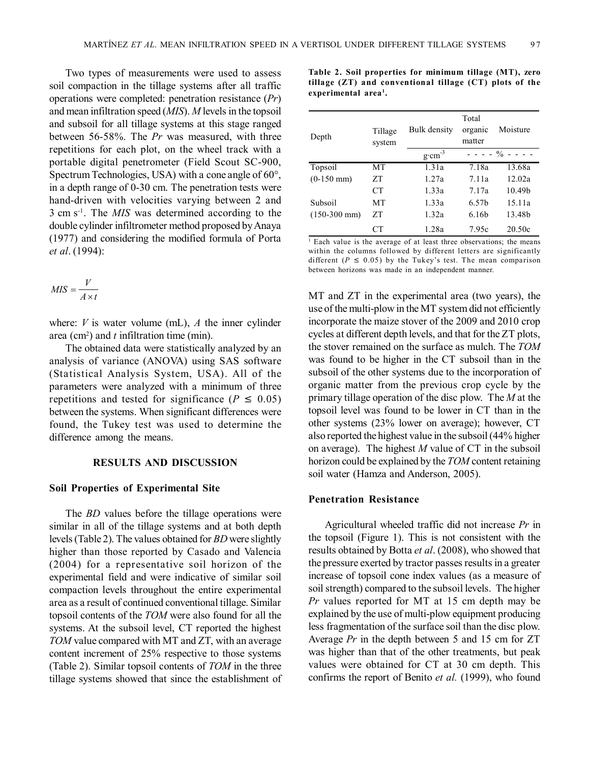Two types of measurements were used to assess soil compaction in the tillage systems after all traffic operations were completed: penetration resistance (*Pr*) and mean infiltration speed (*MIS*). *M* levels in the topsoil and subsoil for all tillage systems at this stage ranged between 56-58%. The *Pr* was measured, with three repetitions for each plot, on the wheel track with a portable digital penetrometer (Field Scout SC-900, Spectrum Technologies, USA) with a cone angle of 60°, in a depth range of 0-30 cm. The penetration tests were hand-driven with velocities varying between 2 and 3 cm $s^{-1}$. The *MIS* was determined according to the double cylinder infiltrometer method proposed by Anaya (1977) and considering the modified formula of Porta *et al*. (1994):

$$MIS = \frac{V}{A \times t}$$

where: $V$ is water volume (mL), $A$ the inner cylinder area ($cm^2$) and $t$ infiltration time (min).

The obtained data were statistically analyzed by an analysis of variance (ANOVA) using SAS software (Statistical Analysis System, USA). All of the parameters were analyzed with a minimum of three repetitions and tested for significance ($P \leq 0.05$) between the systems. When significant differences were found, the Tukey test was used to determine the difference among the means.

## RESULTS AND DISCUSSION

### Soil Properties of Experimental Site

The *BD* values before the tillage operations were similar in all of the tillage systems and at both depth levels (Table 2). The values obtained for *BD* were slightly higher than those reported by Casado and Valencia (2004) for a representative soil horizon of the experimental field and were indicative of similar soil compaction levels throughout the entire experimental area as a result of continued conventional tillage. Similar topsoil contents of the *TOM* were also found for all the systems. At the subsoil level, CT reported the highest *TOM* value compared with MT and ZT, with an average content increment of 25% respective to those systems (Table 2). Similar topsoil contents of *TOM* in the three tillage systems showed that since the establishment of MT and ZT in the experimental area (two years), the use of the multi-plow in the MT system did not efficiently incorporate the maize stover of the 2009 and 2010 crop cycles at different depth levels, and that for the ZT plots, the stover remained on the surface as mulch. The *TOM* was found to be higher in the CT subsoil than in the subsoil of the other systems due to the incorporation of organic matter from the previous crop cycle by the primary tillage operation of the disc plow. The *M* at the topsoil level was found to be lower in CT than in the other systems (23% lower on average); however, CT also reported the highest value in the subsoil (44% higher on average). The highest *M* value of CT in the subsoil horizon could be explained by the *TOM* content retaining soil water (Hamza and Anderson, 2005).

**Table 2. Soil properties for minimum tillage (MT), zero tillage (ZT) and conventional tillage (CT) plots of the experimental area[1].**

| Depth | Tillage system | Bulk density | Total organic matter | Moisture |
|---|---|---|---|---|
| | | $g \cdot cm^{-3}$ | - - - - % - - - - | |
| Topsoil | MT | 1.31a | 7.18a | 13.68a |
| (0-150 mm) | ZT | 1.27a | 7.11a | 12.02a |
| | CT | 1.33a | 7.17a | 10.49b |
| Subsoil | MT | 1.33a | 6.57b | 15.11a |
| (150-300 mm) | ZT | 1.32a | 6.16b | 13.48b |
| | CT | 1.28a | 7.95c | 20.50c |

[1] Each value is the average of at least three observations; the means within the columns followed by different letters are significantly different ($P \leq 0.05$) by the Tukey's test. The mean comparison between horizons was made in an independent manner.

### Penetration Resistance

Agricultural wheeled traffic did not increase *Pr* in the topsoil (Figure 1). This is not consistent with the results obtained by Botta *et al*. (2008), who showed that the pressure exerted by tractor passes results in a greater increase of topsoil cone index values (as a measure of soil strength) compared to the subsoil levels. The higher *Pr* values reported for MT at 15 cm depth may be explained by the use of multi-plow equipment producing less fragmentation of the surface soil than the disc plow. Average *Pr* in the depth between 5 and 15 cm for ZT was higher than that of the other treatments, but peak values were obtained for CT at 30 cm depth. This confirms the report of Benito *et al.* (1999), who found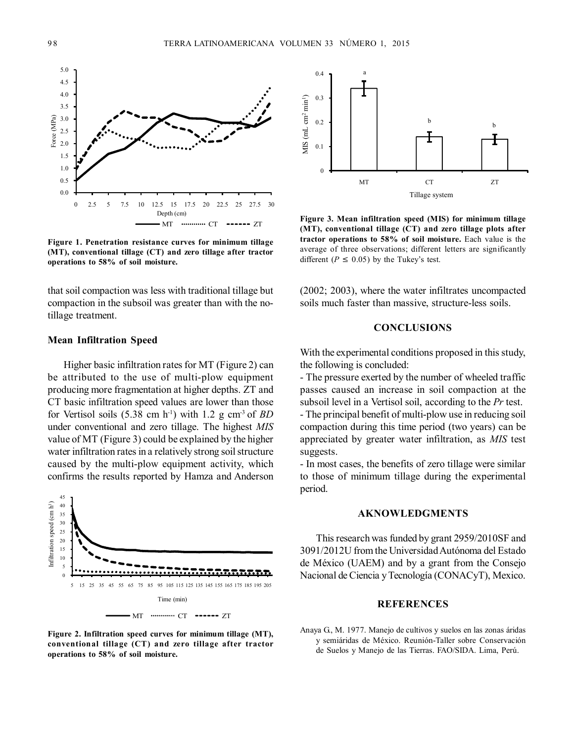Figure 1. Penetration resistance curves for minimum tillage (MT), conventional tillage (CT) and zero tillage after tractor operations to 58% of soil moisture.

Figure 3. Mean infiltration speed (MIS) for minimum tillage (MT), conventional tillage (CT) and zero tillage plots after tractor operations to 58% of soil moisture. Each value is the average of three observations; different letters are significantly different ($P \leq 0.05$) by the Tukey's test.

that soil compaction was less with traditional tillage but compaction in the subsoil was greater than with the no-tillage treatment.

### Mean Infiltration Speed

Higher basic infiltration rates for MT (Figure 2) can be attributed to the use of multi-plow equipment producing more fragmentation at higher depths. ZT and CT basic infiltration speed values are lower than those for Vertisol soils (5.38 cm $h^{-1}$) with 1.2 g $cm^{-3}$ of *BD* under conventional and zero tillage. The highest *MIS* value of MT (Figure 3) could be explained by the higher water infiltration rates in a relatively strong soil structure caused by the multi-plow equipment activity, which confirms the results reported by Hamza and Anderson (2002; 2003), where the water infiltrates uncompacted soils much faster than massive, structure-less soils.

Figure 2. Infiltration speed curves for minimum tillage (MT), conventional tillage (CT) and zero tillage after tractor operations to 58% of soil moisture.

## CONCLUSIONS

With the experimental conditions proposed in this study, the following is concluded:

- The pressure exerted by the number of wheeled traffic passes caused an increase in soil compaction at the subsoil level in a Vertisol soil, according to the *Pr* test.
- The principal benefit of multi-plow use in reducing soil compaction during this time period (two years) can be appreciated by greater water infiltration, as *MIS* test suggests.
- In most cases, the benefits of zero tillage were similar to those of minimum tillage during the experimental period.

## AKNOWLEDGMENTS

This research was funded by grant 2959/2010SF and 3091/2012U from the Universidad Autónoma del Estado de México (UAEM) and by a grant from the Consejo Nacional de Ciencia y Tecnología (CONACyT), Mexico.

## REFERENCES

Anaya G., M. 1977. Manejo de cultivos y suelos en las zonas áridas y semiáridas de México. Reunión-Taller sobre Conservación de Suelos y Manejo de las Tierras. FAO/SIDA. Lima, Perú.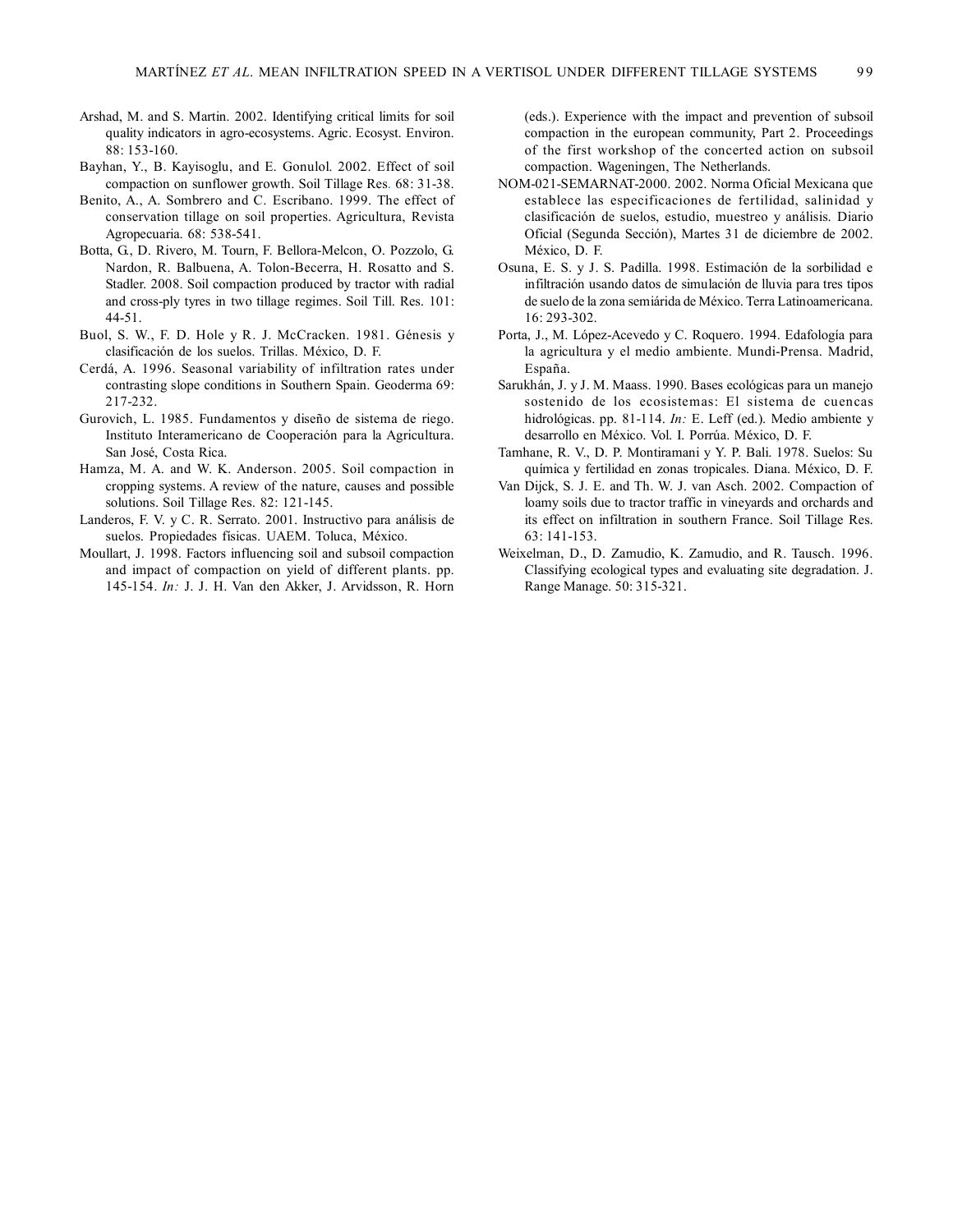Arshad, M. and S. Martin. 2002. Identifying critical limits for soil quality indicators in agro-ecosystems. Agric. Ecosyst. Environ. 88: 153-160.

Bayhan, Y., B. Kayisoglu, and E. Gonulol. 2002. Effect of soil compaction on sunflower growth. Soil Tillage Res. 68: 31-38.

Benito, A., A. Sombrero and C. Escribano. 1999. The effect of conservation tillage on soil properties. Agricultura, Revista Agropecuaria. 68: 538-541.

Botta, G., D. Rivero, M. Tourn, F. Bellora-Melcon, O. Pozzolo, G. Nardon, R. Balbuena, A. Tolon-Becerra, H. Rosatto and S. Stadler. 2008. Soil compaction produced by tractor with radial and cross-ply tyres in two tillage regimes. Soil Till. Res. 101: 44-51.

Buol, S. W., F. D. Hole y R. J. McCracken. 1981. Génesis y clasificación de los suelos. Trillas. México, D. F.

Cerdá, A. 1996. Seasonal variability of infiltration rates under contrasting slope conditions in Southern Spain. Geoderma 69: 217-232.

Gurovich, L. 1985. Fundamentos y diseño de sistema de riego. Instituto Interamericano de Cooperación para la Agricultura. San José, Costa Rica.

Hamza, M. A. and W. K. Anderson. 2005. Soil compaction in cropping systems. A review of the nature, causes and possible solutions. Soil Tillage Res. 82: 121-145.

Landeros, F. V. y C. R. Serrato. 2001. Instructivo para análisis de suelos. Propiedades físicas. UAEM. Toluca, México.

Moullart, J. 1998. Factors influencing soil and subsoil compaction and impact of compaction on yield of different plants. pp. 145-154. *In:* J. J. H. Van den Akker, J. Arvidsson, R. Horn (eds.). Experience with the impact and prevention of subsoil compaction in the european community, Part 2. Proceedings of the first workshop of the concerted action on subsoil compaction. Wageningen, The Netherlands.

NOM-021-SEMARNAT-2000. 2002. Norma Oficial Mexicana que establece las especificaciones de fertilidad, salinidad y clasificación de suelos, estudio, muestreo y análisis. Diario Oficial (Segunda Sección), Martes 31 de diciembre de 2002. México, D. F.

Osuna, E. S. y J. S. Padilla. 1998. Estimación de la sorbilidad e infiltración usando datos de simulación de lluvia para tres tipos de suelo de la zona semiárida de México. Terra Latinoamericana. 16: 293-302.

Porta, J., M. López-Acevedo y C. Roquero. 1994. Edafología para la agricultura y el medio ambiente. Mundi-Prensa. Madrid, España.

Sarukhán, J. y J. M. Maass. 1990. Bases ecológicas para un manejo sostenido de los ecosistemas: El sistema de cuencas hidrológicas. pp. 81-114. *In:* E. Leff (ed.). Medio ambiente y desarrollo en México. Vol. I. Porrúa. México, D. F.

Tamhane, R. V., D. P. Montiramani y Y. P. Bali. 1978. Suelos: Su química y fertilidad en zonas tropicales. Diana. México, D. F.

Van Dijck, S. J. E. and Th. W. J. van Asch. 2002. Compaction of loamy soils due to tractor traffic in vineyards and orchards and its effect on infiltration in southern France. Soil Tillage Res. 63: 141-153.

Weixelman, D., D. Zamudio, K. Zamudio, and R. Tausch. 1996. Classifying ecological types and evaluating site degradation. J. Range Manage. 50: 315-321.